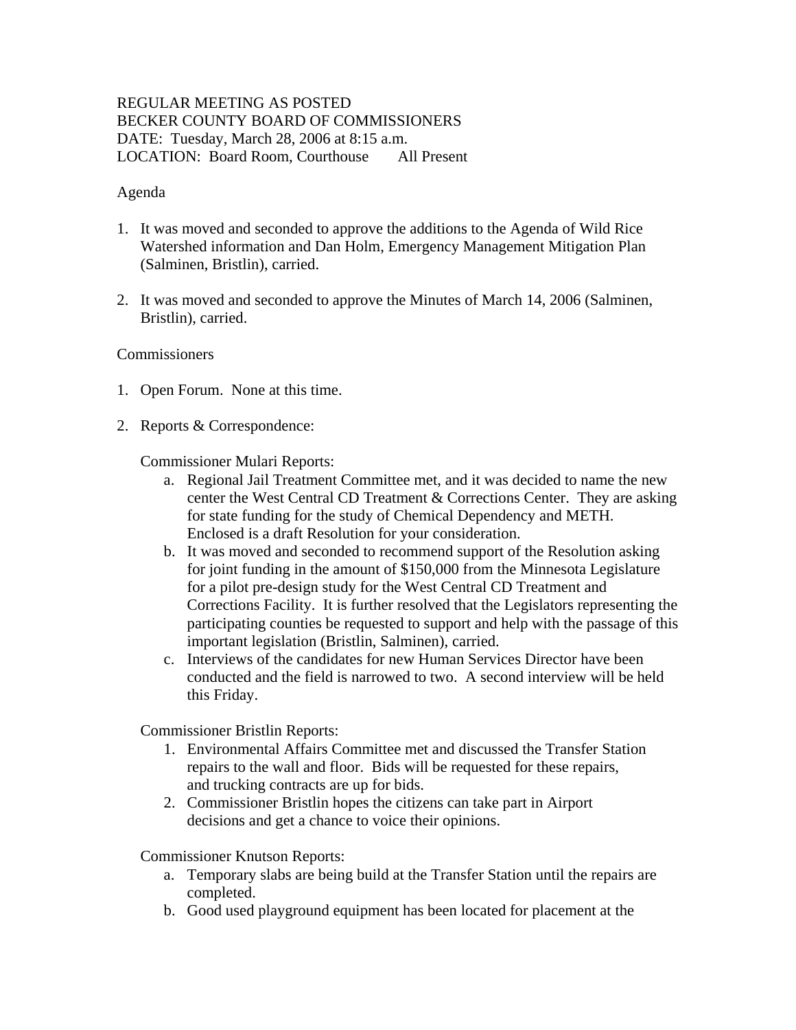REGULAR MEETING AS POSTED
BECKER COUNTY BOARD OF COMMISSIONERS
DATE: Tuesday, March 28, 2006 at 8:15 a.m.
LOCATION: Board Room, Courthouse All Present

Agenda

1. It was moved and seconded to approve the additions to the Agenda of Wild Rice Watershed information and Dan Holm, Emergency Management Mitigation Plan (Salminen, Bristlin), carried.

2. It was moved and seconded to approve the Minutes of March 14, 2006 (Salminen, Bristlin), carried.

Commissioners

1. Open Forum. None at this time.

2. Reports & Correspondence:

   Commissioner Mulari Reports:
   
   a. Regional Jail Treatment Committee met, and it was decided to name the new center the West Central CD Treatment & Corrections Center. They are asking for state funding for the study of Chemical Dependency and METH. Enclosed is a draft Resolution for your consideration.
   b. It was moved and seconded to recommend support of the Resolution asking for joint funding in the amount of $150,000 from the Minnesota Legislature for a pilot pre-design study for the West Central CD Treatment and Corrections Facility. It is further resolved that the Legislators representing the participating counties be requested to support and help with the passage of this important legislation (Bristlin, Salminen), carried.
   c. Interviews of the candidates for new Human Services Director have been conducted and the field is narrowed to two. A second interview will be held this Friday.

   Commissioner Bristlin Reports:
   
   1. Environmental Affairs Committee met and discussed the Transfer Station repairs to the wall and floor. Bids will be requested for these repairs, and trucking contracts are up for bids.
   2. Commissioner Bristlin hopes the citizens can take part in Airport decisions and get a chance to voice their opinions.

   Commissioner Knutson Reports:
   
   a. Temporary slabs are being build at the Transfer Station until the repairs are completed.
   b. Good used playground equipment has been located for placement at the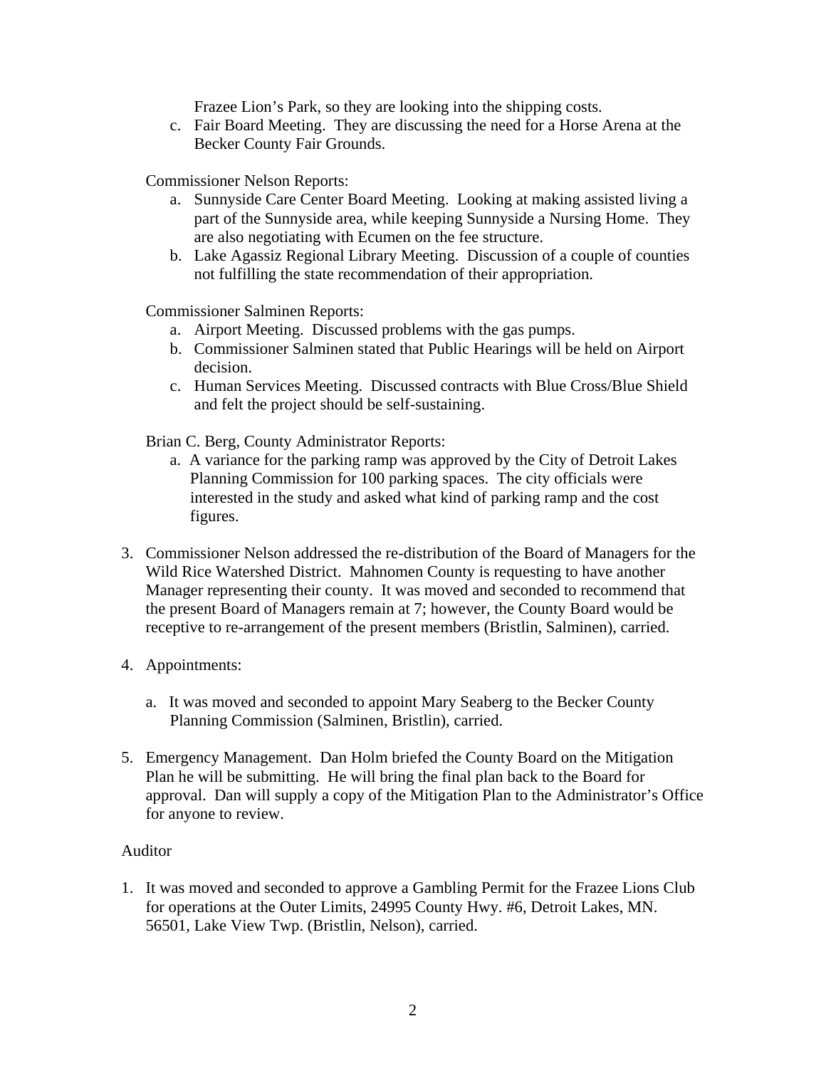Frazee Lion's Park, so they are looking into the shipping costs.

c. Fair Board Meeting. They are discussing the need for a Horse Arena at the Becker County Fair Grounds.

Commissioner Nelson Reports:

a. Sunnyside Care Center Board Meeting. Looking at making assisted living a part of the Sunnyside area, while keeping Sunnyside a Nursing Home. They are also negotiating with Ecumen on the fee structure.
b. Lake Agassiz Regional Library Meeting. Discussion of a couple of counties not fulfilling the state recommendation of their appropriation.

Commissioner Salminen Reports:

a. Airport Meeting. Discussed problems with the gas pumps.
b. Commissioner Salminen stated that Public Hearings will be held on Airport decision.
c. Human Services Meeting. Discussed contracts with Blue Cross/Blue Shield and felt the project should be self-sustaining.

Brian C. Berg, County Administrator Reports:

a. A variance for the parking ramp was approved by the City of Detroit Lakes Planning Commission for 100 parking spaces. The city officials were interested in the study and asked what kind of parking ramp and the cost figures.

3. Commissioner Nelson addressed the re-distribution of the Board of Managers for the Wild Rice Watershed District. Mahnomen County is requesting to have another Manager representing their county. It was moved and seconded to recommend that the present Board of Managers remain at 7; however, the County Board would be receptive to re-arrangement of the present members (Bristlin, Salminen), carried.

4. Appointments:

   a. It was moved and seconded to appoint Mary Seaberg to the Becker County Planning Commission (Salminen, Bristlin), carried.

5. Emergency Management. Dan Holm briefed the County Board on the Mitigation Plan he will be submitting. He will bring the final plan back to the Board for approval. Dan will supply a copy of the Mitigation Plan to the Administrator's Office for anyone to review.

Auditor

1. It was moved and seconded to approve a Gambling Permit for the Frazee Lions Club for operations at the Outer Limits, 24995 County Hwy. #6, Detroit Lakes, MN. 56501, Lake View Twp. (Bristlin, Nelson), carried.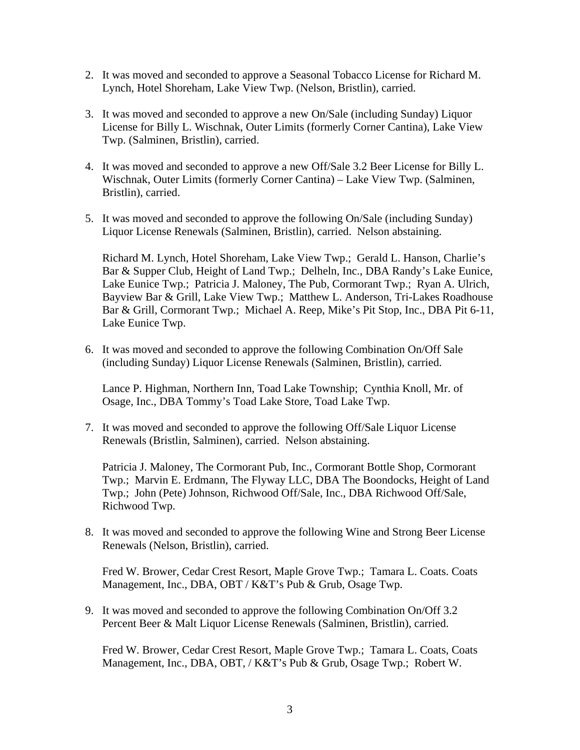2. It was moved and seconded to approve a Seasonal Tobacco License for Richard M. Lynch, Hotel Shoreham, Lake View Twp. (Nelson, Bristlin), carried.

3. It was moved and seconded to approve a new On/Sale (including Sunday) Liquor License for Billy L. Wischnak, Outer Limits (formerly Corner Cantina), Lake View Twp. (Salminen, Bristlin), carried.

4. It was moved and seconded to approve a new Off/Sale 3.2 Beer License for Billy L. Wischnak, Outer Limits (formerly Corner Cantina) – Lake View Twp. (Salminen, Bristlin), carried.

5. It was moved and seconded to approve the following On/Sale (including Sunday) Liquor License Renewals (Salminen, Bristlin), carried. Nelson abstaining.

   Richard M. Lynch, Hotel Shoreham, Lake View Twp.; Gerald L. Hanson, Charlie's Bar & Supper Club, Height of Land Twp.; Delheln, Inc., DBA Randy's Lake Eunice, Lake Eunice Twp.; Patricia J. Maloney, The Pub, Cormorant Twp.; Ryan A. Ulrich, Bayview Bar & Grill, Lake View Twp.; Matthew L. Anderson, Tri-Lakes Roadhouse Bar & Grill, Cormorant Twp.; Michael A. Reep, Mike's Pit Stop, Inc., DBA Pit 6-11, Lake Eunice Twp.

6. It was moved and seconded to approve the following Combination On/Off Sale (including Sunday) Liquor License Renewals (Salminen, Bristlin), carried.

   Lance P. Highman, Northern Inn, Toad Lake Township; Cynthia Knoll, Mr. of Osage, Inc., DBA Tommy's Toad Lake Store, Toad Lake Twp.

7. It was moved and seconded to approve the following Off/Sale Liquor License Renewals (Bristlin, Salminen), carried. Nelson abstaining.

   Patricia J. Maloney, The Cormorant Pub, Inc., Cormorant Bottle Shop, Cormorant Twp.; Marvin E. Erdmann, The Flyway LLC, DBA The Boondocks, Height of Land Twp.; John (Pete) Johnson, Richwood Off/Sale, Inc., DBA Richwood Off/Sale, Richwood Twp.

8. It was moved and seconded to approve the following Wine and Strong Beer License Renewals (Nelson, Bristlin), carried.

   Fred W. Brower, Cedar Crest Resort, Maple Grove Twp.; Tamara L. Coats. Coats Management, Inc., DBA, OBT / K&T's Pub & Grub, Osage Twp.

9. It was moved and seconded to approve the following Combination On/Off 3.2 Percent Beer & Malt Liquor License Renewals (Salminen, Bristlin), carried.

   Fred W. Brower, Cedar Crest Resort, Maple Grove Twp.; Tamara L. Coats, Coats Management, Inc., DBA, OBT, / K&T's Pub & Grub, Osage Twp.; Robert W.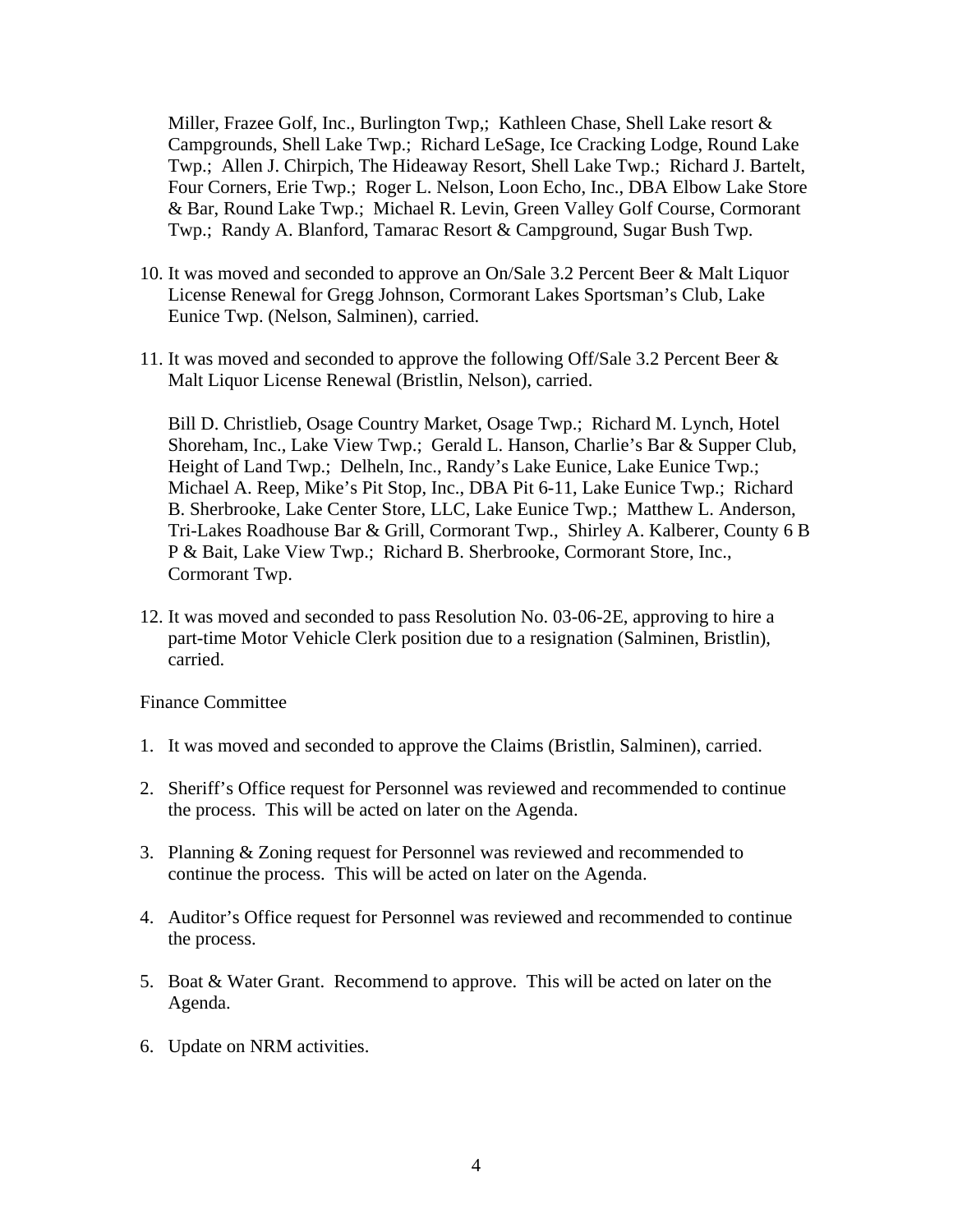Miller, Frazee Golf, Inc., Burlington Twp,; Kathleen Chase, Shell Lake resort & Campgrounds, Shell Lake Twp.; Richard LeSage, Ice Cracking Lodge, Round Lake Twp.; Allen J. Chirpich, The Hideaway Resort, Shell Lake Twp.; Richard J. Bartelt, Four Corners, Erie Twp.; Roger L. Nelson, Loon Echo, Inc., DBA Elbow Lake Store & Bar, Round Lake Twp.; Michael R. Levin, Green Valley Golf Course, Cormorant Twp.; Randy A. Blanford, Tamarac Resort & Campground, Sugar Bush Twp.

10. It was moved and seconded to approve an On/Sale 3.2 Percent Beer & Malt Liquor License Renewal for Gregg Johnson, Cormorant Lakes Sportsman's Club, Lake Eunice Twp. (Nelson, Salminen), carried.

11. It was moved and seconded to approve the following Off/Sale 3.2 Percent Beer & Malt Liquor License Renewal (Bristlin, Nelson), carried.

    Bill D. Christlieb, Osage Country Market, Osage Twp.; Richard M. Lynch, Hotel Shoreham, Inc., Lake View Twp.; Gerald L. Hanson, Charlie's Bar & Supper Club, Height of Land Twp.; Delheln, Inc., Randy's Lake Eunice, Lake Eunice Twp.; Michael A. Reep, Mike's Pit Stop, Inc., DBA Pit 6-11, Lake Eunice Twp.; Richard B. Sherbrooke, Lake Center Store, LLC, Lake Eunice Twp.; Matthew L. Anderson, Tri-Lakes Roadhouse Bar & Grill, Cormorant Twp., Shirley A. Kalberer, County 6 B P & Bait, Lake View Twp.; Richard B. Sherbrooke, Cormorant Store, Inc., Cormorant Twp.

12. It was moved and seconded to pass Resolution No. 03-06-2E, approving to hire a part-time Motor Vehicle Clerk position due to a resignation (Salminen, Bristlin), carried.

Finance Committee

1. It was moved and seconded to approve the Claims (Bristlin, Salminen), carried.

2. Sheriff's Office request for Personnel was reviewed and recommended to continue the process. This will be acted on later on the Agenda.

3. Planning & Zoning request for Personnel was reviewed and recommended to continue the process. This will be acted on later on the Agenda.

4. Auditor's Office request for Personnel was reviewed and recommended to continue the process.

5. Boat & Water Grant. Recommend to approve. This will be acted on later on the Agenda.

6. Update on NRM activities.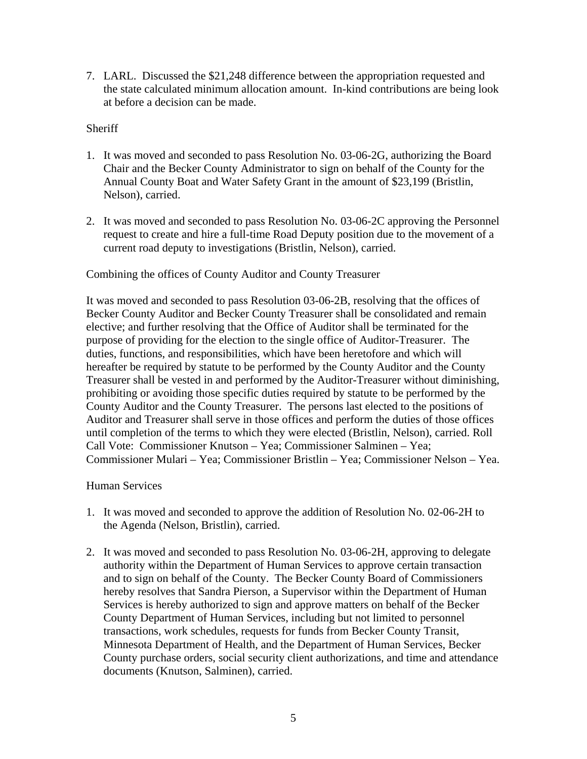7. LARL. Discussed the $21,248 difference between the appropriation requested and the state calculated minimum allocation amount. In-kind contributions are being look at before a decision can be made.

Sheriff

1. It was moved and seconded to pass Resolution No. 03-06-2G, authorizing the Board Chair and the Becker County Administrator to sign on behalf of the County for the Annual County Boat and Water Safety Grant in the amount of $23,199 (Bristlin, Nelson), carried.

2. It was moved and seconded to pass Resolution No. 03-06-2C approving the Personnel request to create and hire a full-time Road Deputy position due to the movement of a current road deputy to investigations (Bristlin, Nelson), carried.

Combining the offices of County Auditor and County Treasurer

It was moved and seconded to pass Resolution 03-06-2B, resolving that the offices of Becker County Auditor and Becker County Treasurer shall be consolidated and remain elective; and further resolving that the Office of Auditor shall be terminated for the purpose of providing for the election to the single office of Auditor-Treasurer. The duties, functions, and responsibilities, which have been heretofore and which will hereafter be required by statute to be performed by the County Auditor and the County Treasurer shall be vested in and performed by the Auditor-Treasurer without diminishing, prohibiting or avoiding those specific duties required by statute to be performed by the County Auditor and the County Treasurer. The persons last elected to the positions of Auditor and Treasurer shall serve in those offices and perform the duties of those offices until completion of the terms to which they were elected (Bristlin, Nelson), carried. Roll Call Vote: Commissioner Knutson – Yea; Commissioner Salminen – Yea; Commissioner Mulari – Yea; Commissioner Bristlin – Yea; Commissioner Nelson – Yea.

Human Services

1. It was moved and seconded to approve the addition of Resolution No. 02-06-2H to the Agenda (Nelson, Bristlin), carried.

2. It was moved and seconded to pass Resolution No. 03-06-2H, approving to delegate authority within the Department of Human Services to approve certain transaction and to sign on behalf of the County. The Becker County Board of Commissioners hereby resolves that Sandra Pierson, a Supervisor within the Department of Human Services is hereby authorized to sign and approve matters on behalf of the Becker County Department of Human Services, including but not limited to personnel transactions, work schedules, requests for funds from Becker County Transit, Minnesota Department of Health, and the Department of Human Services, Becker County purchase orders, social security client authorizations, and time and attendance documents (Knutson, Salminen), carried.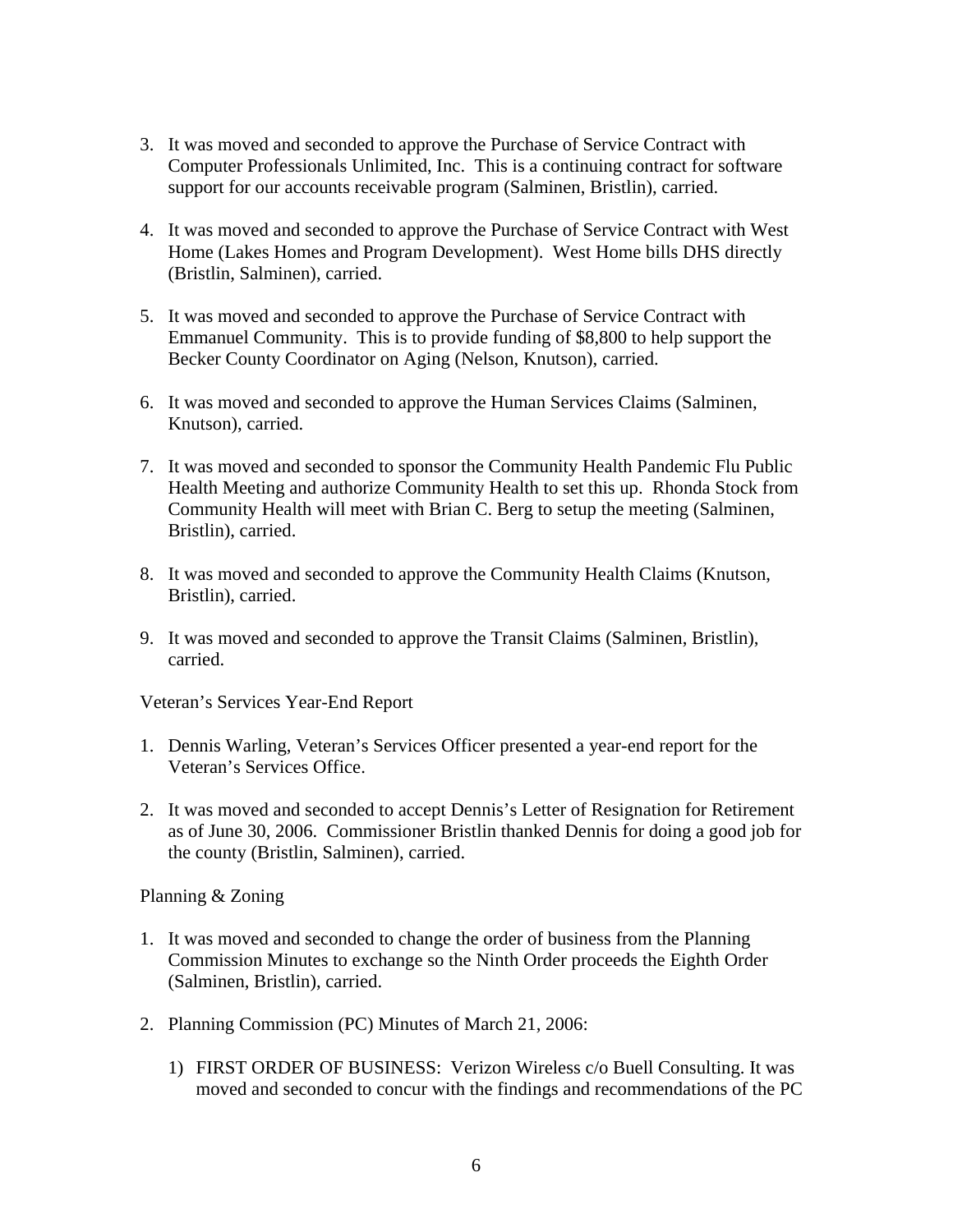3. It was moved and seconded to approve the Purchase of Service Contract with Computer Professionals Unlimited, Inc. This is a continuing contract for software support for our accounts receivable program (Salminen, Bristlin), carried.

4. It was moved and seconded to approve the Purchase of Service Contract with West Home (Lakes Homes and Program Development). West Home bills DHS directly (Bristlin, Salminen), carried.

5. It was moved and seconded to approve the Purchase of Service Contract with Emmanuel Community. This is to provide funding of $8,800 to help support the Becker County Coordinator on Aging (Nelson, Knutson), carried.

6. It was moved and seconded to approve the Human Services Claims (Salminen, Knutson), carried.

7. It was moved and seconded to sponsor the Community Health Pandemic Flu Public Health Meeting and authorize Community Health to set this up. Rhonda Stock from Community Health will meet with Brian C. Berg to setup the meeting (Salminen, Bristlin), carried.

8. It was moved and seconded to approve the Community Health Claims (Knutson, Bristlin), carried.

9. It was moved and seconded to approve the Transit Claims (Salminen, Bristlin), carried.

Veteran's Services Year-End Report

1. Dennis Warling, Veteran's Services Officer presented a year-end report for the Veteran's Services Office.

2. It was moved and seconded to accept Dennis's Letter of Resignation for Retirement as of June 30, 2006. Commissioner Bristlin thanked Dennis for doing a good job for the county (Bristlin, Salminen), carried.

Planning & Zoning

1. It was moved and seconded to change the order of business from the Planning Commission Minutes to exchange so the Ninth Order proceeds the Eighth Order (Salminen, Bristlin), carried.

2. Planning Commission (PC) Minutes of March 21, 2006:

   1) FIRST ORDER OF BUSINESS: Verizon Wireless c/o Buell Consulting. It was moved and seconded to concur with the findings and recommendations of the PC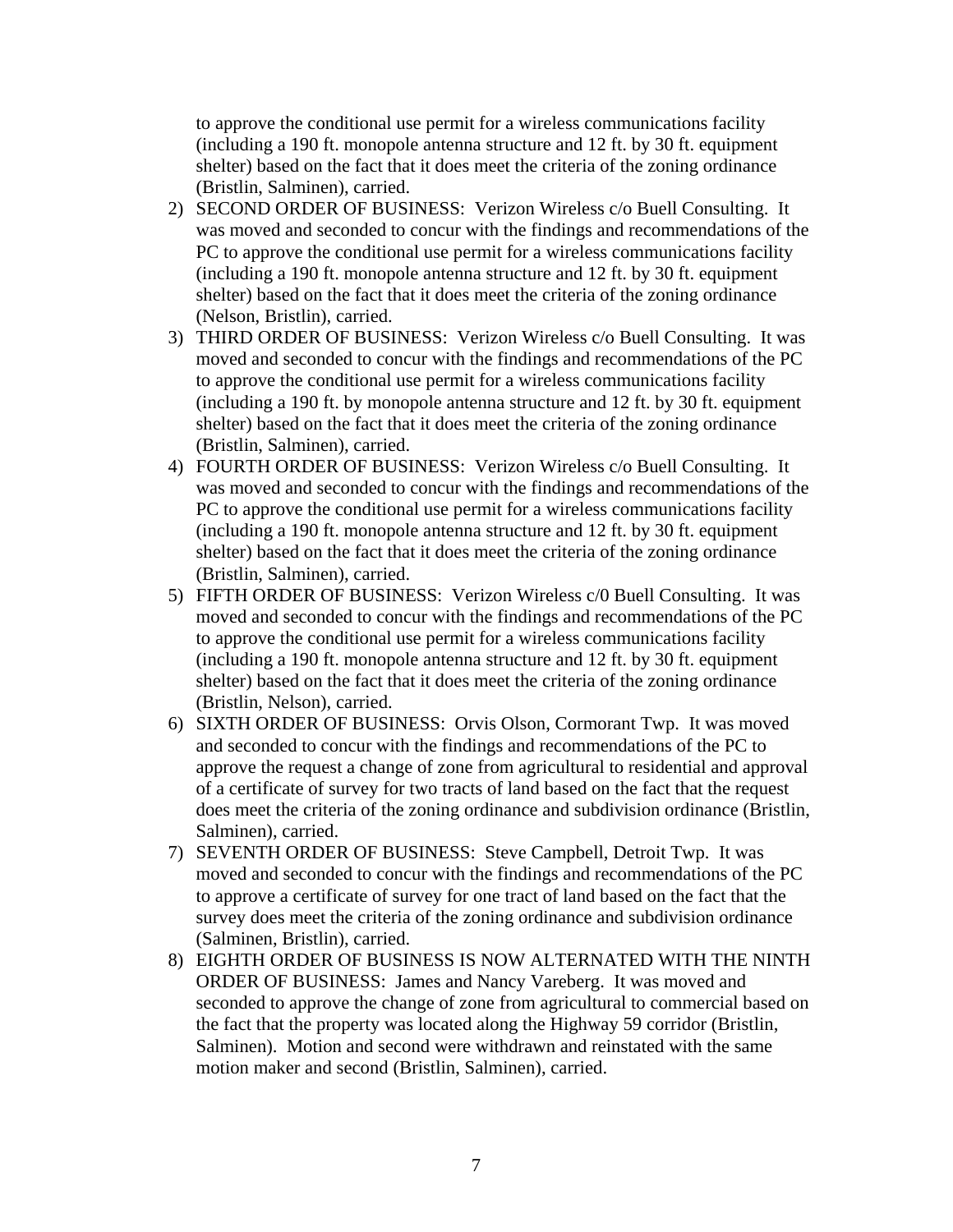to approve the conditional use permit for a wireless communications facility (including a 190 ft. monopole antenna structure and 12 ft. by 30 ft. equipment shelter) based on the fact that it does meet the criteria of the zoning ordinance (Bristlin, Salminen), carried.

2) SECOND ORDER OF BUSINESS: Verizon Wireless c/o Buell Consulting. It was moved and seconded to concur with the findings and recommendations of the PC to approve the conditional use permit for a wireless communications facility (including a 190 ft. monopole antenna structure and 12 ft. by 30 ft. equipment shelter) based on the fact that it does meet the criteria of the zoning ordinance (Nelson, Bristlin), carried.
3) THIRD ORDER OF BUSINESS: Verizon Wireless c/o Buell Consulting. It was moved and seconded to concur with the findings and recommendations of the PC to approve the conditional use permit for a wireless communications facility (including a 190 ft. by monopole antenna structure and 12 ft. by 30 ft. equipment shelter) based on the fact that it does meet the criteria of the zoning ordinance (Bristlin, Salminen), carried.
4) FOURTH ORDER OF BUSINESS: Verizon Wireless c/o Buell Consulting. It was moved and seconded to concur with the findings and recommendations of the PC to approve the conditional use permit for a wireless communications facility (including a 190 ft. monopole antenna structure and 12 ft. by 30 ft. equipment shelter) based on the fact that it does meet the criteria of the zoning ordinance (Bristlin, Salminen), carried.
5) FIFTH ORDER OF BUSINESS: Verizon Wireless c/0 Buell Consulting. It was moved and seconded to concur with the findings and recommendations of the PC to approve the conditional use permit for a wireless communications facility (including a 190 ft. monopole antenna structure and 12 ft. by 30 ft. equipment shelter) based on the fact that it does meet the criteria of the zoning ordinance (Bristlin, Nelson), carried.
6) SIXTH ORDER OF BUSINESS: Orvis Olson, Cormorant Twp. It was moved and seconded to concur with the findings and recommendations of the PC to approve the request a change of zone from agricultural to residential and approval of a certificate of survey for two tracts of land based on the fact that the request does meet the criteria of the zoning ordinance and subdivision ordinance (Bristlin, Salminen), carried.
7) SEVENTH ORDER OF BUSINESS: Steve Campbell, Detroit Twp. It was moved and seconded to concur with the findings and recommendations of the PC to approve a certificate of survey for one tract of land based on the fact that the survey does meet the criteria of the zoning ordinance and subdivision ordinance (Salminen, Bristlin), carried.
8) EIGHTH ORDER OF BUSINESS IS NOW ALTERNATED WITH THE NINTH ORDER OF BUSINESS: James and Nancy Vareberg. It was moved and seconded to approve the change of zone from agricultural to commercial based on the fact that the property was located along the Highway 59 corridor (Bristlin, Salminen). Motion and second were withdrawn and reinstated with the same motion maker and second (Bristlin, Salminen), carried.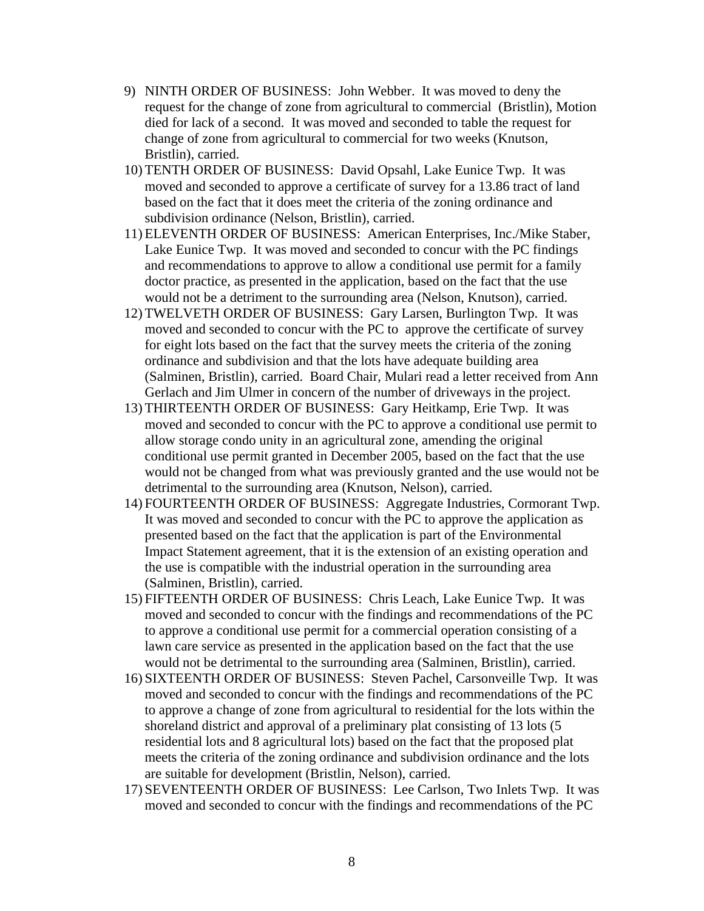9) NINTH ORDER OF BUSINESS: John Webber. It was moved to deny the request for the change of zone from agricultural to commercial (Bristlin), Motion died for lack of a second. It was moved and seconded to table the request for change of zone from agricultural to commercial for two weeks (Knutson, Bristlin), carried.
10) TENTH ORDER OF BUSINESS: David Opsahl, Lake Eunice Twp. It was moved and seconded to approve a certificate of survey for a 13.86 tract of land based on the fact that it does meet the criteria of the zoning ordinance and subdivision ordinance (Nelson, Bristlin), carried.
11) ELEVENTH ORDER OF BUSINESS: American Enterprises, Inc./Mike Staber, Lake Eunice Twp. It was moved and seconded to concur with the PC findings and recommendations to approve to allow a conditional use permit for a family doctor practice, as presented in the application, based on the fact that the use would not be a detriment to the surrounding area (Nelson, Knutson), carried.
12) TWELVETH ORDER OF BUSINESS: Gary Larsen, Burlington Twp. It was moved and seconded to concur with the PC to approve the certificate of survey for eight lots based on the fact that the survey meets the criteria of the zoning ordinance and subdivision and that the lots have adequate building area (Salminen, Bristlin), carried. Board Chair, Mulari read a letter received from Ann Gerlach and Jim Ulmer in concern of the number of driveways in the project.
13) THIRTEENTH ORDER OF BUSINESS: Gary Heitkamp, Erie Twp. It was moved and seconded to concur with the PC to approve a conditional use permit to allow storage condo unity in an agricultural zone, amending the original conditional use permit granted in December 2005, based on the fact that the use would not be changed from what was previously granted and the use would not be detrimental to the surrounding area (Knutson, Nelson), carried.
14) FOURTEENTH ORDER OF BUSINESS: Aggregate Industries, Cormorant Twp. It was moved and seconded to concur with the PC to approve the application as presented based on the fact that the application is part of the Environmental Impact Statement agreement, that it is the extension of an existing operation and the use is compatible with the industrial operation in the surrounding area (Salminen, Bristlin), carried.
15) FIFTEENTH ORDER OF BUSINESS: Chris Leach, Lake Eunice Twp. It was moved and seconded to concur with the findings and recommendations of the PC to approve a conditional use permit for a commercial operation consisting of a lawn care service as presented in the application based on the fact that the use would not be detrimental to the surrounding area (Salminen, Bristlin), carried.
16) SIXTEENTH ORDER OF BUSINESS: Steven Pachel, Carsonveille Twp. It was moved and seconded to concur with the findings and recommendations of the PC to approve a change of zone from agricultural to residential for the lots within the shoreland district and approval of a preliminary plat consisting of 13 lots (5 residential lots and 8 agricultural lots) based on the fact that the proposed plat meets the criteria of the zoning ordinance and subdivision ordinance and the lots are suitable for development (Bristlin, Nelson), carried.
17) SEVENTEENTH ORDER OF BUSINESS: Lee Carlson, Two Inlets Twp. It was moved and seconded to concur with the findings and recommendations of the PC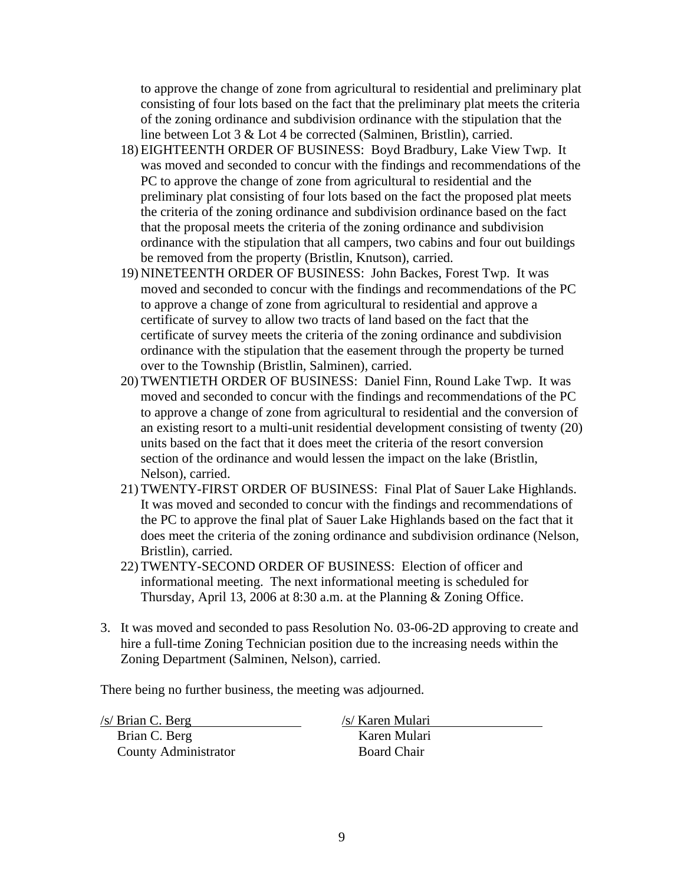to approve the change of zone from agricultural to residential and preliminary plat consisting of four lots based on the fact that the preliminary plat meets the criteria of the zoning ordinance and subdivision ordinance with the stipulation that the line between Lot 3 & Lot 4 be corrected (Salminen, Bristlin), carried.

18) EIGHTEENTH ORDER OF BUSINESS: Boyd Bradbury, Lake View Twp. It was moved and seconded to concur with the findings and recommendations of the PC to approve the change of zone from agricultural to residential and the preliminary plat consisting of four lots based on the fact the proposed plat meets the criteria of the zoning ordinance and subdivision ordinance based on the fact that the proposal meets the criteria of the zoning ordinance and subdivision ordinance with the stipulation that all campers, two cabins and four out buildings be removed from the property (Bristlin, Knutson), carried.
19) NINETEENTH ORDER OF BUSINESS: John Backes, Forest Twp. It was moved and seconded to concur with the findings and recommendations of the PC to approve a change of zone from agricultural to residential and approve a certificate of survey to allow two tracts of land based on the fact that the certificate of survey meets the criteria of the zoning ordinance and subdivision ordinance with the stipulation that the easement through the property be turned over to the Township (Bristlin, Salminen), carried.
20) TWENTIETH ORDER OF BUSINESS: Daniel Finn, Round Lake Twp. It was moved and seconded to concur with the findings and recommendations of the PC to approve a change of zone from agricultural to residential and the conversion of an existing resort to a multi-unit residential development consisting of twenty (20) units based on the fact that it does meet the criteria of the resort conversion section of the ordinance and would lessen the impact on the lake (Bristlin, Nelson), carried.
21) TWENTY-FIRST ORDER OF BUSINESS: Final Plat of Sauer Lake Highlands. It was moved and seconded to concur with the findings and recommendations of the PC to approve the final plat of Sauer Lake Highlands based on the fact that it does meet the criteria of the zoning ordinance and subdivision ordinance (Nelson, Bristlin), carried.
22) TWENTY-SECOND ORDER OF BUSINESS: Election of officer and informational meeting. The next informational meeting is scheduled for Thursday, April 13, 2006 at 8:30 a.m. at the Planning & Zoning Office.

3. It was moved and seconded to pass Resolution No. 03-06-2D approving to create and hire a full-time Zoning Technician position due to the increasing needs within the Zoning Department (Salminen, Nelson), carried.

There being no further business, the meeting was adjourned.

| | |
|---|---|
| /s/ Brian C. Berg | /s/ Karen Mulari |
| Brian C. Berg | Karen Mulari |
| County Administrator | Board Chair |